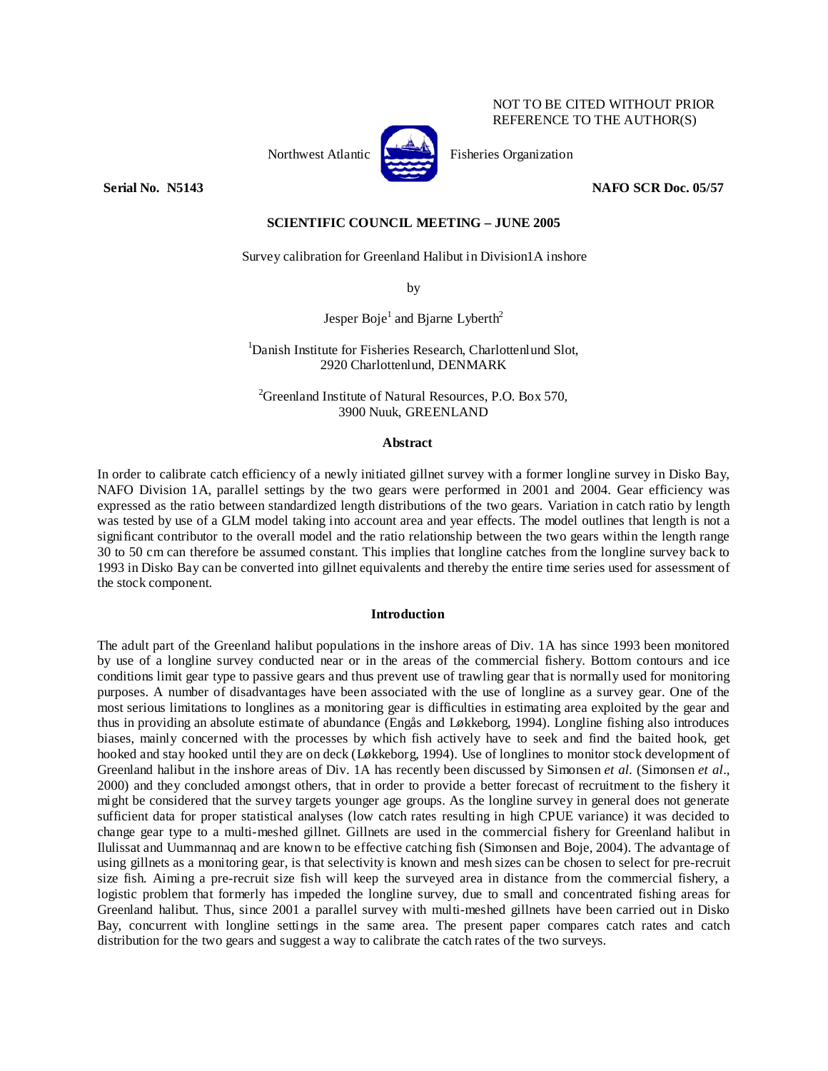NOT TO BE CITED WITHOUT PRIOR REFERENCE TO THE AUTHOR(S)

Northwest Atlantic Fisheries Organization

**Serial No. N5143** **NAFO SCR Doc. 05/57**

**SCIENTIFIC COUNCIL MEETING – JUNE 2005**

# Survey calibration for Greenland Halibut in Division1A inshore

by

Jesper Boje[1] and Bjarne Lyberth[2]

[1]Danish Institute for Fisheries Research, Charlottenlund Slot, 2920 Charlottenlund, DENMARK

[2]Greenland Institute of Natural Resources, P.O. Box 570, 3900 Nuuk, GREENLAND

## Abstract

In order to calibrate catch efficiency of a newly initiated gillnet survey with a former longline survey in Disko Bay, NAFO Division 1A, parallel settings by the two gears were performed in 2001 and 2004. Gear efficiency was expressed as the ratio between standardized length distributions of the two gears. Variation in catch ratio by length was tested by use of a GLM model taking into account area and year effects. The model outlines that length is not a significant contributor to the overall model and the ratio relationship between the two gears within the length range 30 to 50 cm can therefore be assumed constant. This implies that longline catches from the longline survey back to 1993 in Disko Bay can be converted into gillnet equivalents and thereby the entire time series used for assessment of the stock component.

## Introduction

The adult part of the Greenland halibut populations in the inshore areas of Div. 1A has since 1993 been monitored by use of a longline survey conducted near or in the areas of the commercial fishery. Bottom contours and ice conditions limit gear type to passive gears and thus prevent use of trawling gear that is normally used for monitoring purposes. A number of disadvantages have been associated with the use of longline as a survey gear. One of the most serious limitations to longlines as a monitoring gear is difficulties in estimating area exploited by the gear and thus in providing an absolute estimate of abundance (Engås and Løkkeborg, 1994). Longline fishing also introduces biases, mainly concerned with the processes by which fish actively have to seek and find the baited hook, get hooked and stay hooked until they are on deck (Løkkeborg, 1994). Use of longlines to monitor stock development of Greenland halibut in the inshore areas of Div. 1A has recently been discussed by Simonsen *et al.* (Simonsen *et al*., 2000) and they concluded amongst others, that in order to provide a better forecast of recruitment to the fishery it might be considered that the survey targets younger age groups. As the longline survey in general does not generate sufficient data for proper statistical analyses (low catch rates resulting in high CPUE variance) it was decided to change gear type to a multi-meshed gillnet. Gillnets are used in the commercial fishery for Greenland halibut in Ilulissat and Uummannaq and are known to be effective catching fish (Simonsen and Boje, 2004). The advantage of using gillnets as a monitoring gear, is that selectivity is known and mesh sizes can be chosen to select for pre-recruit size fish. Aiming a pre-recruit size fish will keep the surveyed area in distance from the commercial fishery, a logistic problem that formerly has impeded the longline survey, due to small and concentrated fishing areas for Greenland halibut. Thus, since 2001 a parallel survey with multi-meshed gillnets have been carried out in Disko Bay, concurrent with longline settings in the same area. The present paper compares catch rates and catch distribution for the two gears and suggest a way to calibrate the catch rates of the two surveys.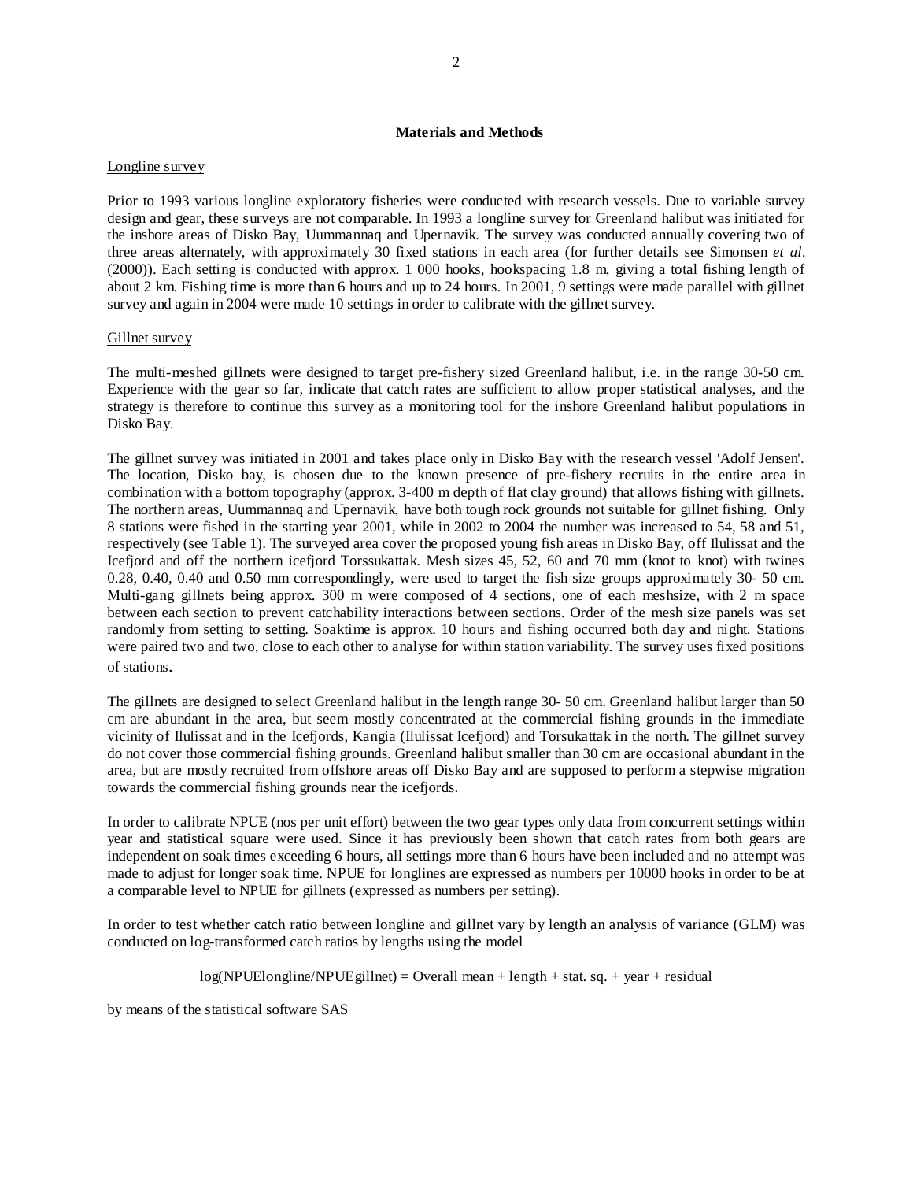## Materials and Methods

### Longline survey

Prior to 1993 various longline exploratory fisheries were conducted with research vessels. Due to variable survey design and gear, these surveys are not comparable. In 1993 a longline survey for Greenland halibut was initiated for the inshore areas of Disko Bay, Uummannaq and Upernavik. The survey was conducted annually covering two of three areas alternately, with approximately 30 fixed stations in each area (for further details see Simonsen *et al*. (2000)). Each setting is conducted with approx. 1 000 hooks, hookspacing 1.8 m, giving a total fishing length of about 2 km. Fishing time is more than 6 hours and up to 24 hours. In 2001, 9 settings were made parallel with gillnet survey and again in 2004 were made 10 settings in order to calibrate with the gillnet survey.

### Gillnet survey

The multi-meshed gillnets were designed to target pre-fishery sized Greenland halibut, i.e. in the range 30-50 cm. Experience with the gear so far, indicate that catch rates are sufficient to allow proper statistical analyses, and the strategy is therefore to continue this survey as a monitoring tool for the inshore Greenland halibut populations in Disko Bay.

The gillnet survey was initiated in 2001 and takes place only in Disko Bay with the research vessel 'Adolf Jensen'. The location, Disko bay, is chosen due to the known presence of pre-fishery recruits in the entire area in combination with a bottom topography (approx. 3-400 m depth of flat clay ground) that allows fishing with gillnets. The northern areas, Uummannaq and Upernavik, have both tough rock grounds not suitable for gillnet fishing. Only 8 stations were fished in the starting year 2001, while in 2002 to 2004 the number was increased to 54, 58 and 51, respectively (see Table 1). The surveyed area cover the proposed young fish areas in Disko Bay, off Ilulissat and the Icefjord and off the northern icefjord Torssukattak. Mesh sizes 45, 52, 60 and 70 mm (knot to knot) with twines 0.28, 0.40, 0.40 and 0.50 mm correspondingly, were used to target the fish size groups approximately 30- 50 cm. Multi-gang gillnets being approx. 300 m were composed of 4 sections, one of each meshsize, with 2 m space between each section to prevent catchability interactions between sections. Order of the mesh size panels was set randomly from setting to setting. Soaktime is approx. 10 hours and fishing occurred both day and night. Stations were paired two and two, close to each other to analyse for within station variability. The survey uses fixed positions of stations.

The gillnets are designed to select Greenland halibut in the length range 30- 50 cm. Greenland halibut larger than 50 cm are abundant in the area, but seem mostly concentrated at the commercial fishing grounds in the immediate vicinity of Ilulissat and in the Icefjords, Kangia (Ilulissat Icefjord) and Torsukattak in the north. The gillnet survey do not cover those commercial fishing grounds. Greenland halibut smaller than 30 cm are occasional abundant in the area, but are mostly recruited from offshore areas off Disko Bay and are supposed to perform a stepwise migration towards the commercial fishing grounds near the icefjords.

In order to calibrate NPUE (nos per unit effort) between the two gear types only data from concurrent settings within year and statistical square were used. Since it has previously been shown that catch rates from both gears are independent on soak times exceeding 6 hours, all settings more than 6 hours have been included and no attempt was made to adjust for longer soak time. NPUE for longlines are expressed as numbers per 10000 hooks in order to be at a comparable level to NPUE for gillnets (expressed as numbers per setting).

In order to test whether catch ratio between longline and gillnet vary by length an analysis of variance (GLM) was conducted on log-transformed catch ratios by lengths using the model

$$\log(\text{NPUElongline}/\text{NPUEgillnet}) = \text{Overall mean} + \text{length} + \text{stat. sq.} + \text{year} + \text{residual}$$

by means of the statistical software SAS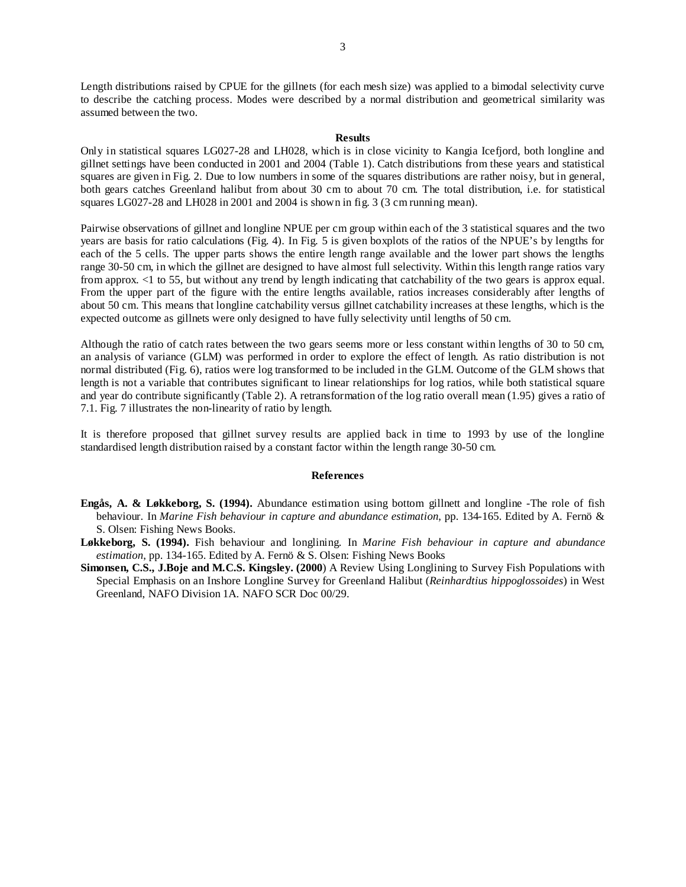Length distributions raised by CPUE for the gillnets (for each mesh size) was applied to a bimodal selectivity curve to describe the catching process. Modes were described by a normal distribution and geometrical similarity was assumed between the two.

## Results

Only in statistical squares LG027-28 and LH028, which is in close vicinity to Kangia Icefjord, both longline and gillnet settings have been conducted in 2001 and 2004 (Table 1). Catch distributions from these years and statistical squares are given in Fig. 2. Due to low numbers in some of the squares distributions are rather noisy, but in general, both gears catches Greenland halibut from about 30 cm to about 70 cm. The total distribution, i.e. for statistical squares LG027-28 and LH028 in 2001 and 2004 is shown in fig. 3 (3 cm running mean).

Pairwise observations of gillnet and longline NPUE per cm group within each of the 3 statistical squares and the two years are basis for ratio calculations (Fig. 4). In Fig. 5 is given boxplots of the ratios of the NPUE's by lengths for each of the 5 cells. The upper parts shows the entire length range available and the lower part shows the lengths range 30-50 cm, in which the gillnet are designed to have almost full selectivity. Within this length range ratios vary from approx. <1 to 55, but without any trend by length indicating that catchability of the two gears is approx equal. From the upper part of the figure with the entire lengths available, ratios increases considerably after lengths of about 50 cm. This means that longline catchability versus gillnet catchability increases at these lengths, which is the expected outcome as gillnets were only designed to have fully selectivity until lengths of 50 cm.

Although the ratio of catch rates between the two gears seems more or less constant within lengths of 30 to 50 cm, an analysis of variance (GLM) was performed in order to explore the effect of length. As ratio distribution is not normal distributed (Fig. 6), ratios were log transformed to be included in the GLM. Outcome of the GLM shows that length is not a variable that contributes significant to linear relationships for log ratios, while both statistical square and year do contribute significantly (Table 2). A retransformation of the log ratio overall mean (1.95) gives a ratio of 7.1. Fig. 7 illustrates the non-linearity of ratio by length.

It is therefore proposed that gillnet survey results are applied back in time to 1993 by use of the longline standardised length distribution raised by a constant factor within the length range 30-50 cm.

## References

**Engås, A. & Løkkeborg, S. (1994).** Abundance estimation using bottom gillnett and longline -The role of fish behaviour. In *Marine Fish behaviour in capture and abundance estimation*, pp. 134-165. Edited by A. Fernö & S. Olsen: Fishing News Books.

**Løkkeborg, S. (1994).** Fish behaviour and longlining. In *Marine Fish behaviour in capture and abundance estimation*, pp. 134-165. Edited by A. Fernö & S. Olsen: Fishing News Books

**Simonsen, C.S., J.Boje and M.C.S. Kingsley. (2000**) A Review Using Longlining to Survey Fish Populations with Special Emphasis on an Inshore Longline Survey for Greenland Halibut (*Reinhardtius hippoglossoides*) in West Greenland, NAFO Division 1A. NAFO SCR Doc 00/29.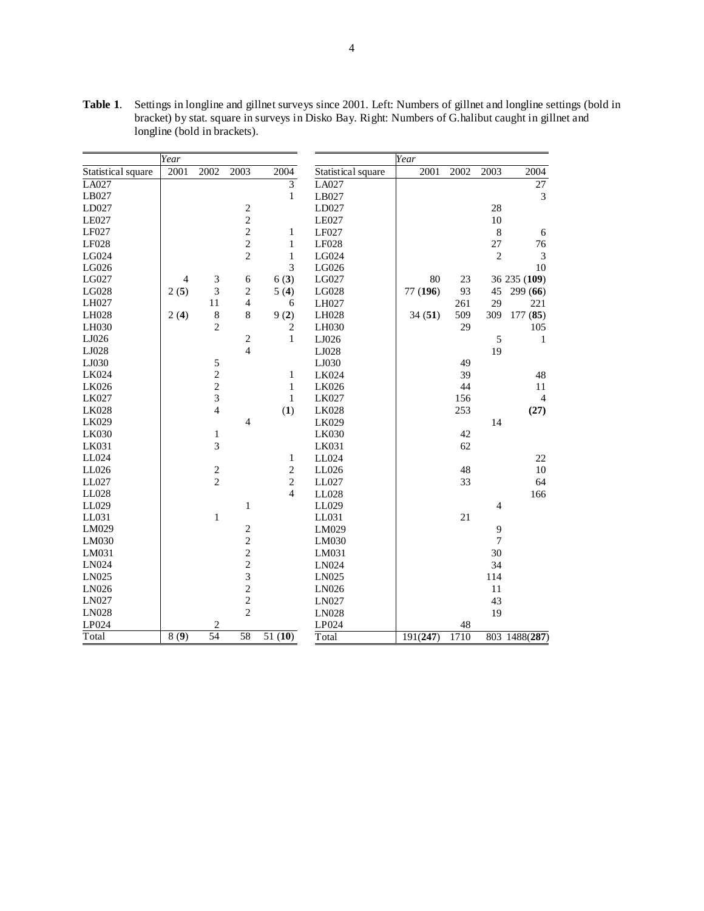**Table 1**. Settings in longline and gillnet surveys since 2001. Left: Numbers of gillnet and longline settings (bold in bracket) by stat. square in surveys in Disko Bay. Right: Numbers of G.halibut caught in gillnet and longline (bold in brackets).

| | Year | | | |
|---|---|---|---|---|
| Statistical square | 2001 | 2002 | 2003 | 2004 |
| LA027 | | | | 3 |
| LB027 | | | | 1 |
| LD027 | | | 2 | |
| LE027 | | | 2 | |
| LF027 | | | 2 | 1 |
| LF028 | | | 2 | 1 |
| LG024 | | | 2 | 1 |
| LG026 | | | | 3 |
| LG027 | 4 | 3 | 6 | 6 (**3**) |
| LG028 | 2 (**5**) | 3 | 2 | 5 (**4**) |
| LH027 | | 11 | 4 | 6 |
| LH028 | 2 (**4**) | 8 | 8 | 9 (**2**) |
| LH030 | | 2 | | 2 |
| LJ026 | | | 2 | 1 |
| LJ028 | | | 4 | |
| LJ030 | | 5 | | |
| LK024 | | 2 | | 1 |
| LK026 | | 2 | | 1 |
| LK027 | | 3 | | 1 |
| LK028 | | 4 | | (**1**) |
| LK029 | | | 4 | |
| LK030 | | 1 | | |
| LK031 | | 3 | | |
| LL024 | | | | 1 |
| LL026 | | 2 | | 2 |
| LL027 | | 2 | | 2 |
| LL028 | | | | 4 |
| LL029 | | | 1 | |
| LL031 | | 1 | | |
| LM029 | | | 2 | |
| LM030 | | | 2 | |
| LM031 | | | 2 | |
| LN024 | | | 2 | |
| LN025 | | | 3 | |
| LN026 | | | 2 | |
| LN027 | | | 2 | |
| LN028 | | | 2 | |
| LP024 | | 2 | | |
| Total | 8 (**9**) | 54 | 58 | 51 (**10**) |

| | Year | | | |
|---|---|---|---|---|
| Statistical square | 2001 | 2002 | 2003 | 2004 |
| LA027 | | | | 27 |
| LB027 | | | | 3 |
| LD027 | | | 28 | |
| LE027 | | | 10 | |
| LF027 | | | 8 | 6 |
| LF028 | | | 27 | 76 |
| LG024 | | | 2 | 3 |
| LG026 | | | | 10 |
| LG027 | 80 | 23 | 36 | 235 (**109**) |
| LG028 | 77 (**196**) | 93 | 45 | 299 (**66**) |
| LH027 | | 261 | 29 | 221 |
| LH028 | 34 (**51**) | 509 | 309 | 177 (**85**) |
| LH030 | | 29 | | 105 |
| LJ026 | | | 5 | 1 |
| LJ028 | | | 19 | |
| LJ030 | | 49 | | |
| LK024 | | 39 | | 48 |
| LK026 | | 44 | | 11 |
| LK027 | | 156 | | 4 |
| LK028 | | 253 | | (**27**) |
| LK029 | | | 14 | |
| LK030 | | 42 | | |
| LK031 | | 62 | | |
| LL024 | | | | 22 |
| LL026 | | 48 | | 10 |
| LL027 | | 33 | | 64 |
| LL028 | | | | 166 |
| LL029 | | | 4 | |
| LL031 | | 21 | | |
| LM029 | | | 9 | |
| LM030 | | | 7 | |
| LM031 | | | 30 | |
| LN024 | | | 34 | |
| LN025 | | | 114 | |
| LN026 | | | 11 | |
| LN027 | | | 43 | |
| LN028 | | | 19 | |
| LP024 | | 48 | | |
| Total | 191(**247**) | 1710 | 803 | 1488(**287**) |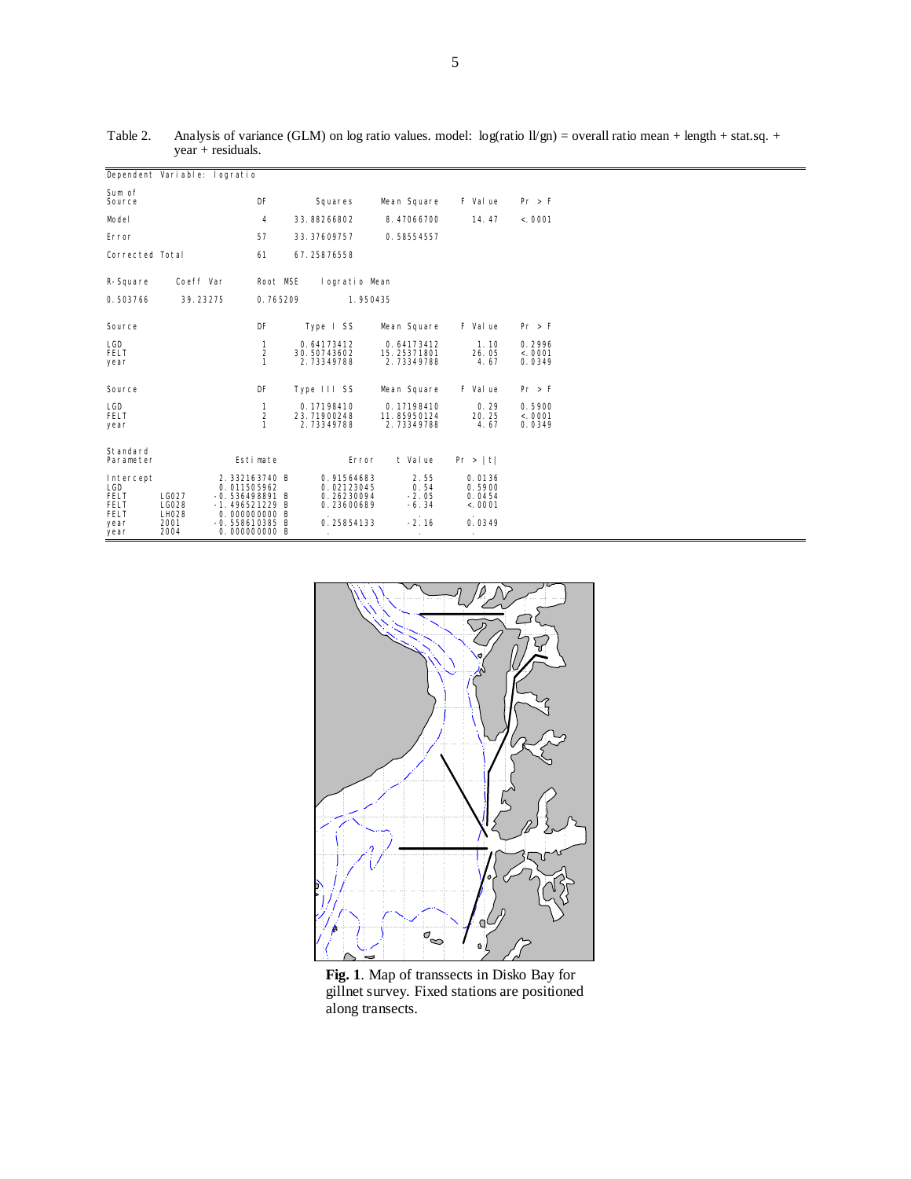Table 2. Analysis of variance (GLM) on log ratio values. model: log(ratio ll/gn) = overall ratio mean + length + stat.sq. + year + residuals.

Dependent Variable: logratio

| Source | DF | Sum of Squares | Mean Square | F Value | Pr > F |
|---|---|---|---|---|---|
| Model | 4 | 33.88266802 | 8.47066700 | 14.47 | <.0001 |
| Error | 57 | 33.37609757 | 0.58554557 | | |
| Corrected Total | 61 | 67.25876558 | | | |

| R-Square | Coeff Var | Root MSE | logratio Mean |
|---|---|---|---|
| 0.503766 | 39.23275 | 0.765209 | 1.950435 |

| Source | DF | Type I SS | Mean Square | F Value | Pr > F |
|---|---|---|---|---|---|
| LGD | 1 | 0.64173412 | 0.64173412 | 1.10 | 0.2996 |
| FELT | 2 | 30.50743602 | 15.25371801 | 26.05 | <.0001 |
| year | 1 | 2.73349788 | 2.73349788 | 4.67 | 0.0349 |

| Source | DF | Type III SS | Mean Square | F Value | Pr > F |
|---|---|---|---|---|---|
| LGD | 1 | 0.17198410 | 0.17198410 | 0.29 | 0.5900 |
| FELT | 2 | 23.71900248 | 11.85950124 | 20.25 | <.0001 |
| year | 1 | 2.73349788 | 2.73349788 | 4.67 | 0.0349 |

| Parameter | | Estimate | Standard Error | t Value | Pr > \|t\| |
|---|---|---|---|---|---|
| Intercept | | 2.332163740 B | 0.91564683 | 2.55 | 0.0136 |
| LGD | | 0.011505962 | 0.02123045 | 0.54 | 0.5900 |
| FELT | LG027 | -0.536498891 B | 0.26230094 | -2.05 | 0.0454 |
| FELT | LG028 | -1.496521229 B | 0.23600689 | -6.34 | <.0001 |
| FELT | LH028 | 0.000000000 B | . | . | . |
| year | 2001 | -0.558610385 B | 0.25854133 | -2.16 | 0.0349 |
| year | 2004 | 0.000000000 B | . | . | . |

**Fig. 1**. Map of transsects in Disko Bay for gillnet survey. Fixed stations are positioned along transects.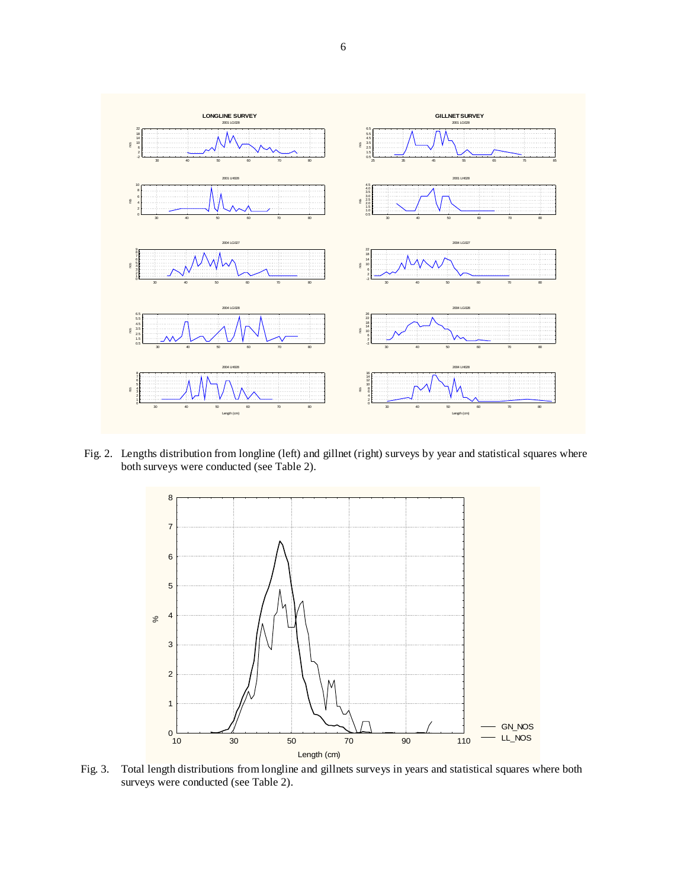LONGLINE SURVEY

GILLNET SURVEY

2001 LG028

2001 LH028

2004 LG027

2004 LG028

2004 LH028

Length (cm)

Fig. 2. Lengths distribution from longline (left) and gillnet (right) surveys by year and statistical squares where both surveys were conducted (see Table 2).

%

Length (cm)

GN_NOS

LL_NOS

Fig. 3. Total length distributions from longline and gillnets surveys in years and statistical squares where both surveys were conducted (see Table 2).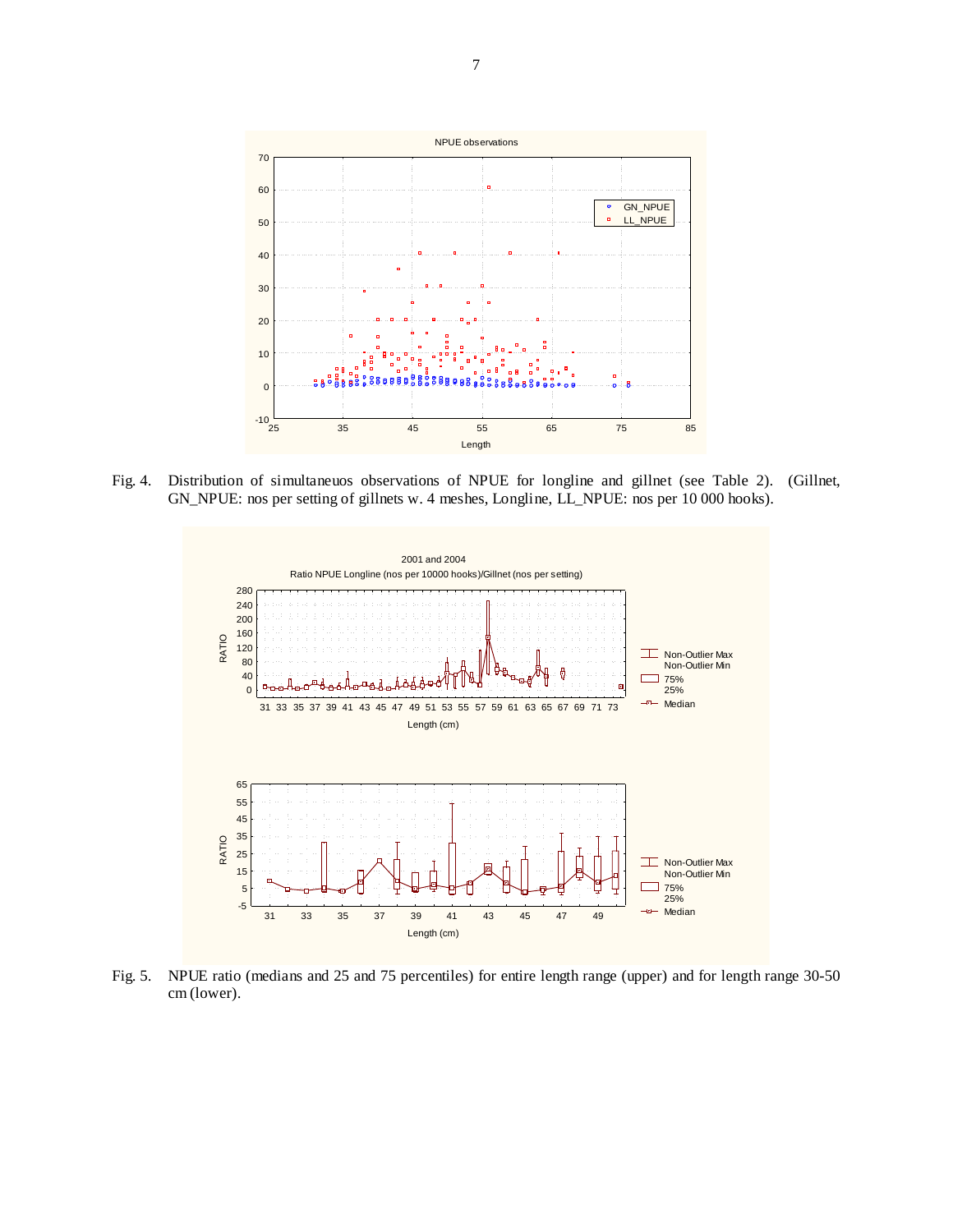NPUE observations

70
60
50
40
30
20
10
0
-10

25 35 45 55 65 75 85

Length

GN_NPUE
LL_NPUE

Fig. 4. Distribution of simultaneuos observations of NPUE for longline and gillnet (see Table 2). (Gillnet, GN_NPUE: nos per setting of gillnets w. 4 meshes, Longline, LL_NPUE: nos per 10 000 hooks).

2001 and 2004

Ratio NPUE Longline (nos per 10000 hooks)/Gillnet (nos per setting)

RATIO

280
240
200
160
120
80
40
0

31 33 35 37 39 41 43 45 47 49 51 53 55 57 59 61 63 65 67 69 71 73

Length (cm)

Non-Outlier Max
Non-Outlier Min
75%
25%
Median

RATIO

65
55
45
35
25
15
5
-5

31 33 35 37 39 41 43 45 47 49

Length (cm)

Non-Outlier Max
Non-Outlier Min
75%
25%
Median

Fig. 5. NPUE ratio (medians and 25 and 75 percentiles) for entire length range (upper) and for length range 30-50 cm (lower).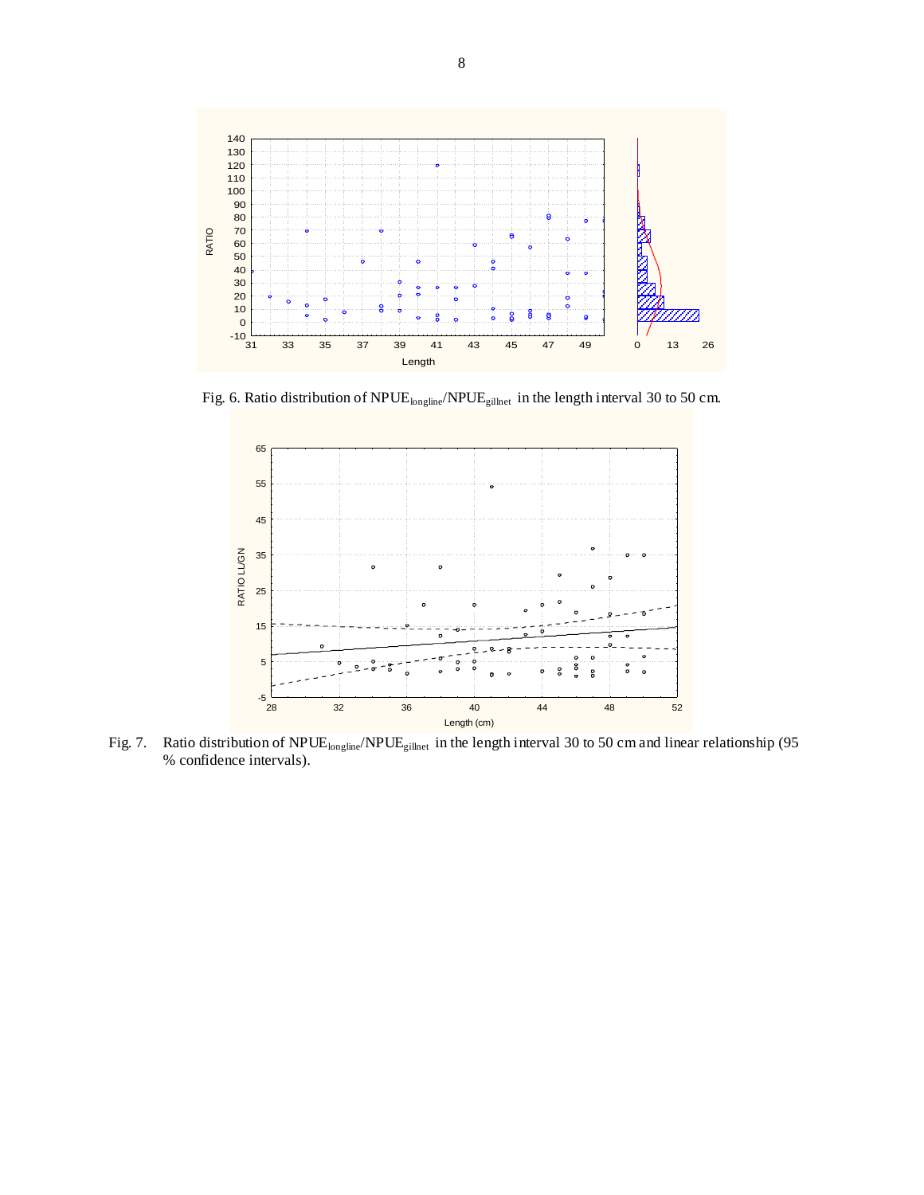140
130
120
110
100
90
80
70
60
50
40
30
20
10
0
-10

RATIO

31 33 35 37 39 41 43 45 47 49

Length

0 13 26

Fig. 6. Ratio distribution of $NPUE_{longline}/NPUE_{gillnet}$ in the length interval 30 to 50 cm.

65
55
45
35
25
15
5
-5

RATIO LL/GN

28 32 36 40 44 48 52

Length (cm)

Fig. 7. Ratio distribution of $NPUE_{longline}/NPUE_{gillnet}$ in the length interval 30 to 50 cm and linear relationship (95 % confidence intervals).